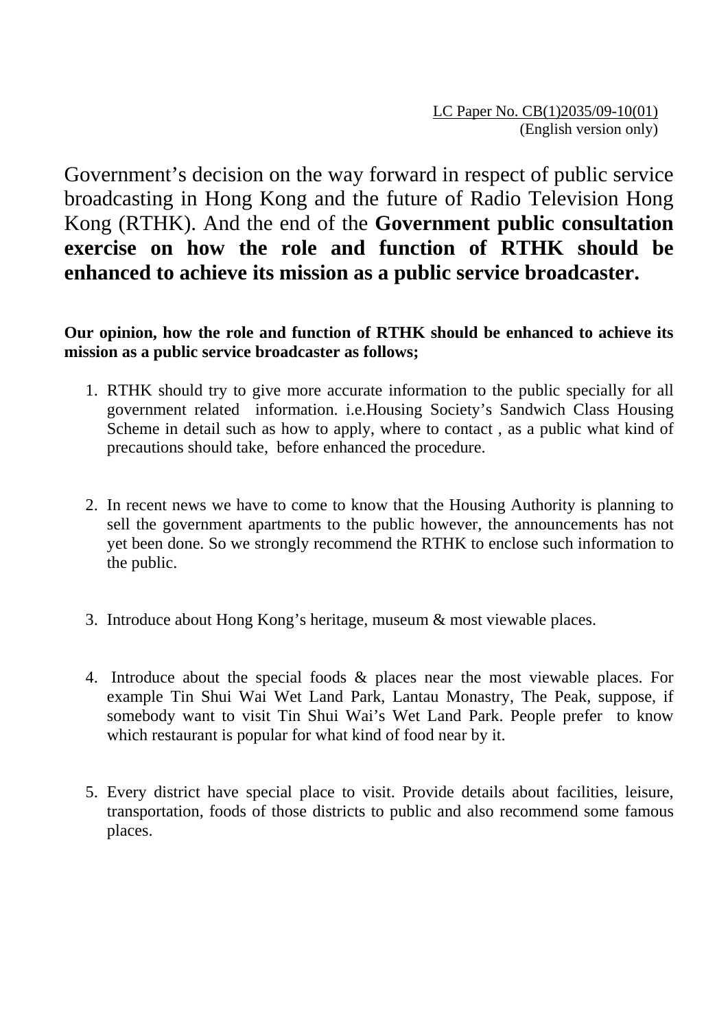LC Paper No. CB(1)2035/09-10(01)
(English version only)

# Government's decision on the way forward in respect of public service broadcasting in Hong Kong and the future of Radio Television Hong Kong (RTHK). And the end of the **Government public consultation exercise on how the role and function of RTHK should be enhanced to achieve its mission as a public service broadcaster.**

**Our opinion, how the role and function of RTHK should be enhanced to achieve its mission as a public service broadcaster as follows;**

1. RTHK should try to give more accurate information to the public specially for all government related information. i.e.Housing Society's Sandwich Class Housing Scheme in detail such as how to apply, where to contact , as a public what kind of precautions should take, before enhanced the procedure.

2. In recent news we have to come to know that the Housing Authority is planning to sell the government apartments to the public however, the announcements has not yet been done. So we strongly recommend the RTHK to enclose such information to the public.

3. Introduce about Hong Kong's heritage, museum & most viewable places.

4. Introduce about the special foods & places near the most viewable places. For example Tin Shui Wai Wet Land Park, Lantau Monastry, The Peak, suppose, if somebody want to visit Tin Shui Wai's Wet Land Park. People prefer to know which restaurant is popular for what kind of food near by it.

5. Every district have special place to visit. Provide details about facilities, leisure, transportation, foods of those districts to public and also recommend some famous places.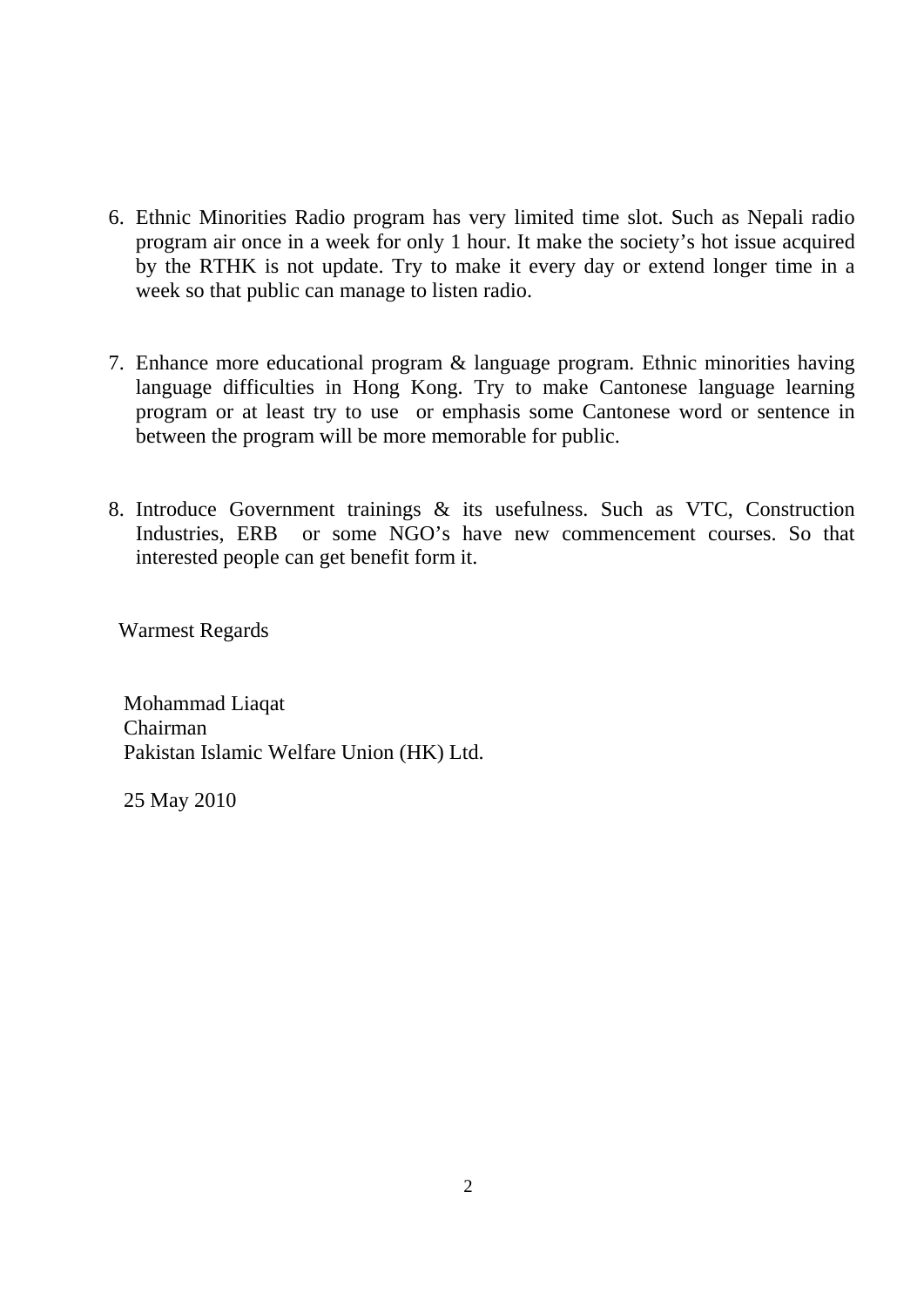6. Ethnic Minorities Radio program has very limited time slot. Such as Nepali radio program air once in a week for only 1 hour. It make the society's hot issue acquired by the RTHK is not update. Try to make it every day or extend longer time in a week so that public can manage to listen radio.

7. Enhance more educational program & language program. Ethnic minorities having language difficulties in Hong Kong. Try to make Cantonese language learning program or at least try to use or emphasis some Cantonese word or sentence in between the program will be more memorable for public.

8. Introduce Government trainings & its usefulness. Such as VTC, Construction Industries, ERB or some NGO's have new commencement courses. So that interested people can get benefit form it.

Warmest Regards

Mohammad Liaqat
Chairman
Pakistan Islamic Welfare Union (HK) Ltd.

25 May 2010